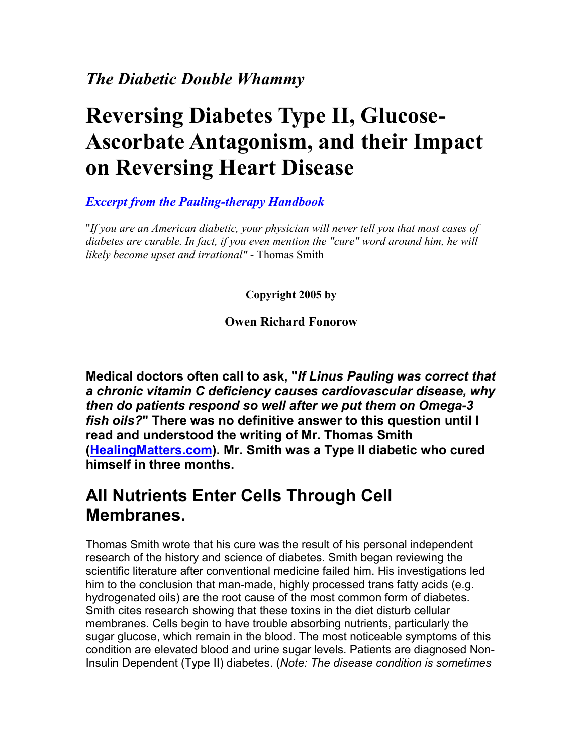### *The Diabetic Double Whammy*

# Reversing Diabetes Type II, Glucose-Ascorbate Antagonism, and their Impact on Reversing Heart Disease

***Excerpt from the Pauling-therapy Handbook***

"*If you are an American diabetic, your physician will never tell you that most cases of diabetes are curable. In fact, if you even mention the "cure" word around him, he will likely become upset and irrational"* - Thomas Smith

**Copyright 2005 by**

**Owen Richard Fonorow**

**Medical doctors often call to ask, "*If Linus Pauling was correct that a chronic vitamin C deficiency causes cardiovascular disease, why then do patients respond so well after we put them on Omega-3 fish oils?*" There was no definitive answer to this question until I read and understood the writing of Mr. Thomas Smith (HealingMatters.com). Mr. Smith was a Type II diabetic who cured himself in three months.**

## All Nutrients Enter Cells Through Cell Membranes.

Thomas Smith wrote that his cure was the result of his personal independent research of the history and science of diabetes. Smith began reviewing the scientific literature after conventional medicine failed him. His investigations led him to the conclusion that man-made, highly processed trans fatty acids (e.g. hydrogenated oils) are the root cause of the most common form of diabetes. Smith cites research showing that these toxins in the diet disturb cellular membranes. Cells begin to have trouble absorbing nutrients, particularly the sugar glucose, which remain in the blood. The most noticeable symptoms of this condition are elevated blood and urine sugar levels. Patients are diagnosed Non-Insulin Dependent (Type II) diabetes. (*Note: The disease condition is sometimes*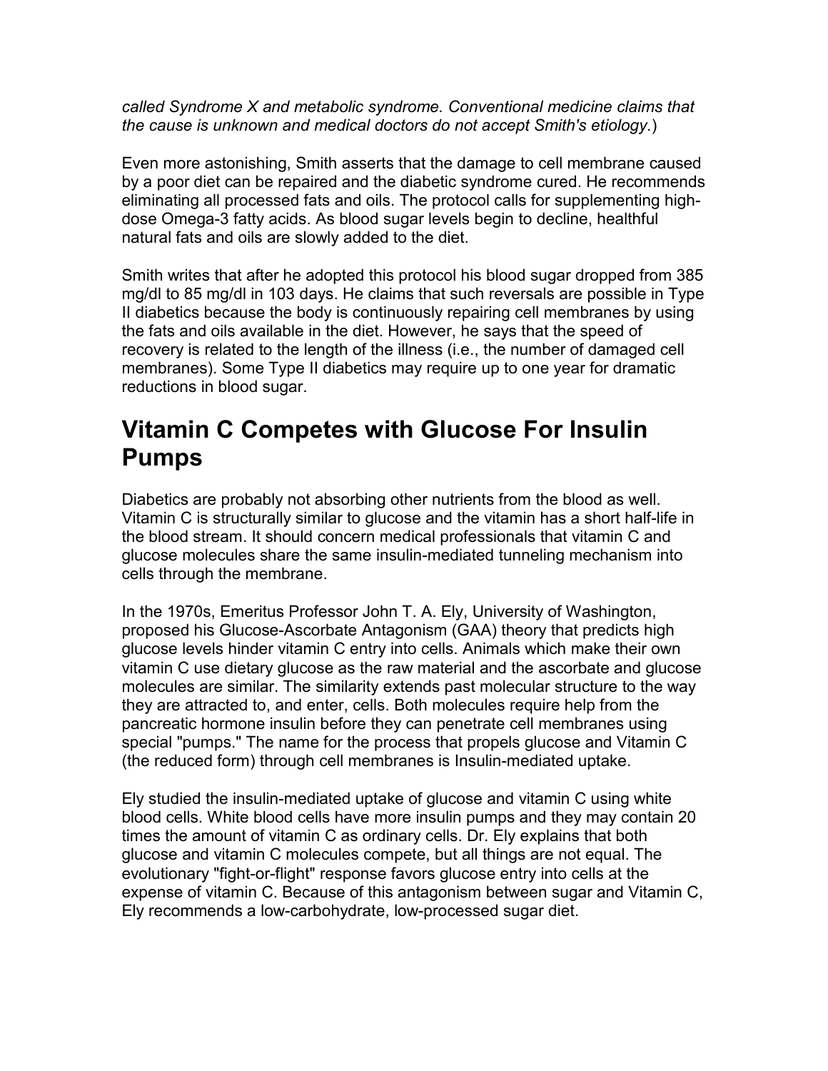*called Syndrome X and metabolic syndrome. Conventional medicine claims that the cause is unknown and medical doctors do not accept Smith's etiology.*)

Even more astonishing, Smith asserts that the damage to cell membrane caused by a poor diet can be repaired and the diabetic syndrome cured. He recommends eliminating all processed fats and oils. The protocol calls for supplementing high-dose Omega-3 fatty acids. As blood sugar levels begin to decline, healthful natural fats and oils are slowly added to the diet.

Smith writes that after he adopted this protocol his blood sugar dropped from 385 mg/dl to 85 mg/dl in 103 days. He claims that such reversals are possible in Type II diabetics because the body is continuously repairing cell membranes by using the fats and oils available in the diet. However, he says that the speed of recovery is related to the length of the illness (i.e., the number of damaged cell membranes). Some Type II diabetics may require up to one year for dramatic reductions in blood sugar.

## Vitamin C Competes with Glucose For Insulin Pumps

Diabetics are probably not absorbing other nutrients from the blood as well. Vitamin C is structurally similar to glucose and the vitamin has a short half-life in the blood stream. It should concern medical professionals that vitamin C and glucose molecules share the same insulin-mediated tunneling mechanism into cells through the membrane.

In the 1970s, Emeritus Professor John T. A. Ely, University of Washington, proposed his Glucose-Ascorbate Antagonism (GAA) theory that predicts high glucose levels hinder vitamin C entry into cells. Animals which make their own vitamin C use dietary glucose as the raw material and the ascorbate and glucose molecules are similar. The similarity extends past molecular structure to the way they are attracted to, and enter, cells. Both molecules require help from the pancreatic hormone insulin before they can penetrate cell membranes using special "pumps." The name for the process that propels glucose and Vitamin C (the reduced form) through cell membranes is Insulin-mediated uptake.

Ely studied the insulin-mediated uptake of glucose and vitamin C using white blood cells. White blood cells have more insulin pumps and they may contain 20 times the amount of vitamin C as ordinary cells. Dr. Ely explains that both glucose and vitamin C molecules compete, but all things are not equal. The evolutionary "fight-or-flight" response favors glucose entry into cells at the expense of vitamin C. Because of this antagonism between sugar and Vitamin C, Ely recommends a low-carbohydrate, low-processed sugar diet.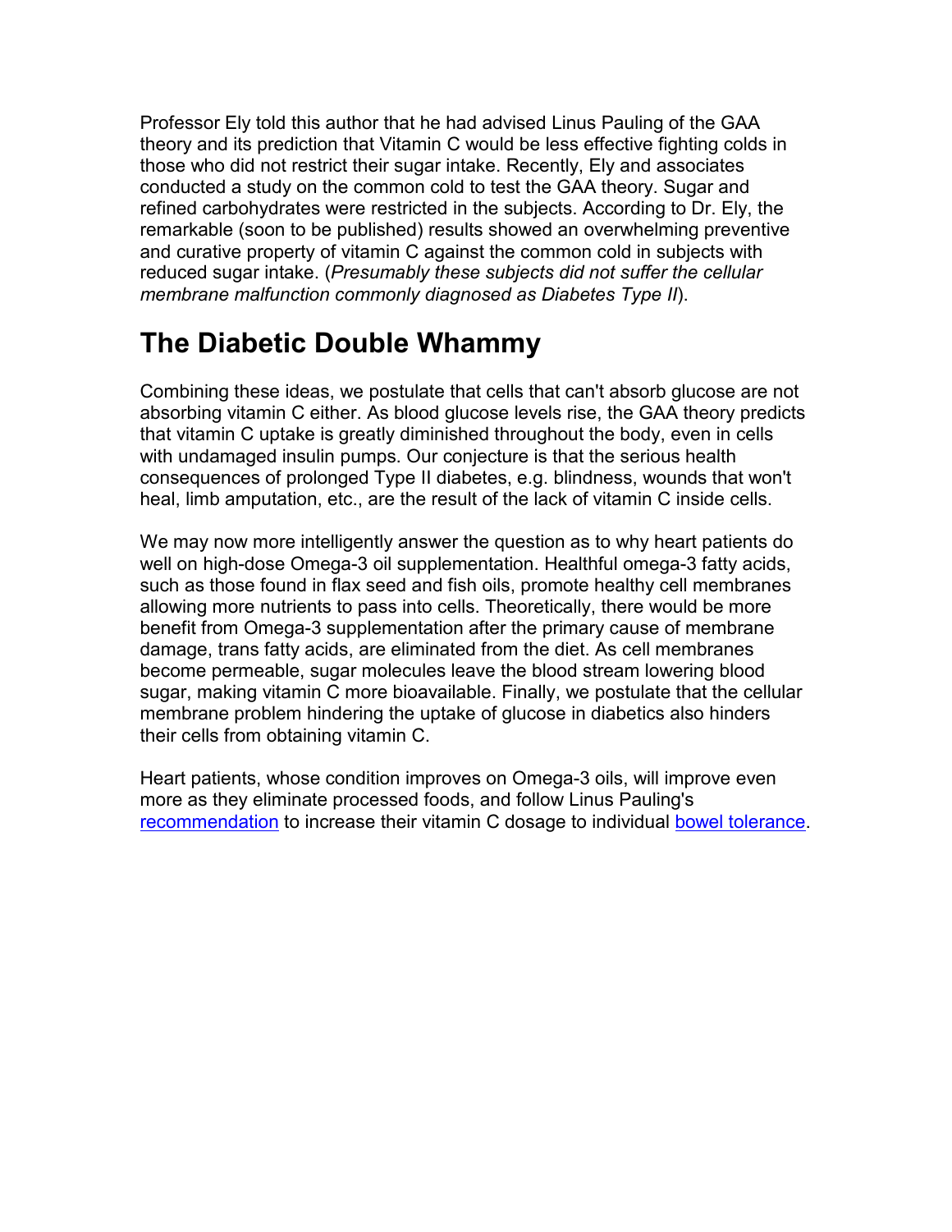Professor Ely told this author that he had advised Linus Pauling of the GAA theory and its prediction that Vitamin C would be less effective fighting colds in those who did not restrict their sugar intake. Recently, Ely and associates conducted a study on the common cold to test the GAA theory. Sugar and refined carbohydrates were restricted in the subjects. According to Dr. Ely, the remarkable (soon to be published) results showed an overwhelming preventive and curative property of vitamin C against the common cold in subjects with reduced sugar intake. (*Presumably these subjects did not suffer the cellular membrane malfunction commonly diagnosed as Diabetes Type II*).

## The Diabetic Double Whammy

Combining these ideas, we postulate that cells that can't absorb glucose are not absorbing vitamin C either. As blood glucose levels rise, the GAA theory predicts that vitamin C uptake is greatly diminished throughout the body, even in cells with undamaged insulin pumps. Our conjecture is that the serious health consequences of prolonged Type II diabetes, e.g. blindness, wounds that won't heal, limb amputation, etc., are the result of the lack of vitamin C inside cells.

We may now more intelligently answer the question as to why heart patients do well on high-dose Omega-3 oil supplementation. Healthful omega-3 fatty acids, such as those found in flax seed and fish oils, promote healthy cell membranes allowing more nutrients to pass into cells. Theoretically, there would be more benefit from Omega-3 supplementation after the primary cause of membrane damage, trans fatty acids, are eliminated from the diet. As cell membranes become permeable, sugar molecules leave the blood stream lowering blood sugar, making vitamin C more bioavailable. Finally, we postulate that the cellular membrane problem hindering the uptake of glucose in diabetics also hinders their cells from obtaining vitamin C.

Heart patients, whose condition improves on Omega-3 oils, will improve even more as they eliminate processed foods, and follow Linus Pauling's recommendation to increase their vitamin C dosage to individual bowel tolerance.